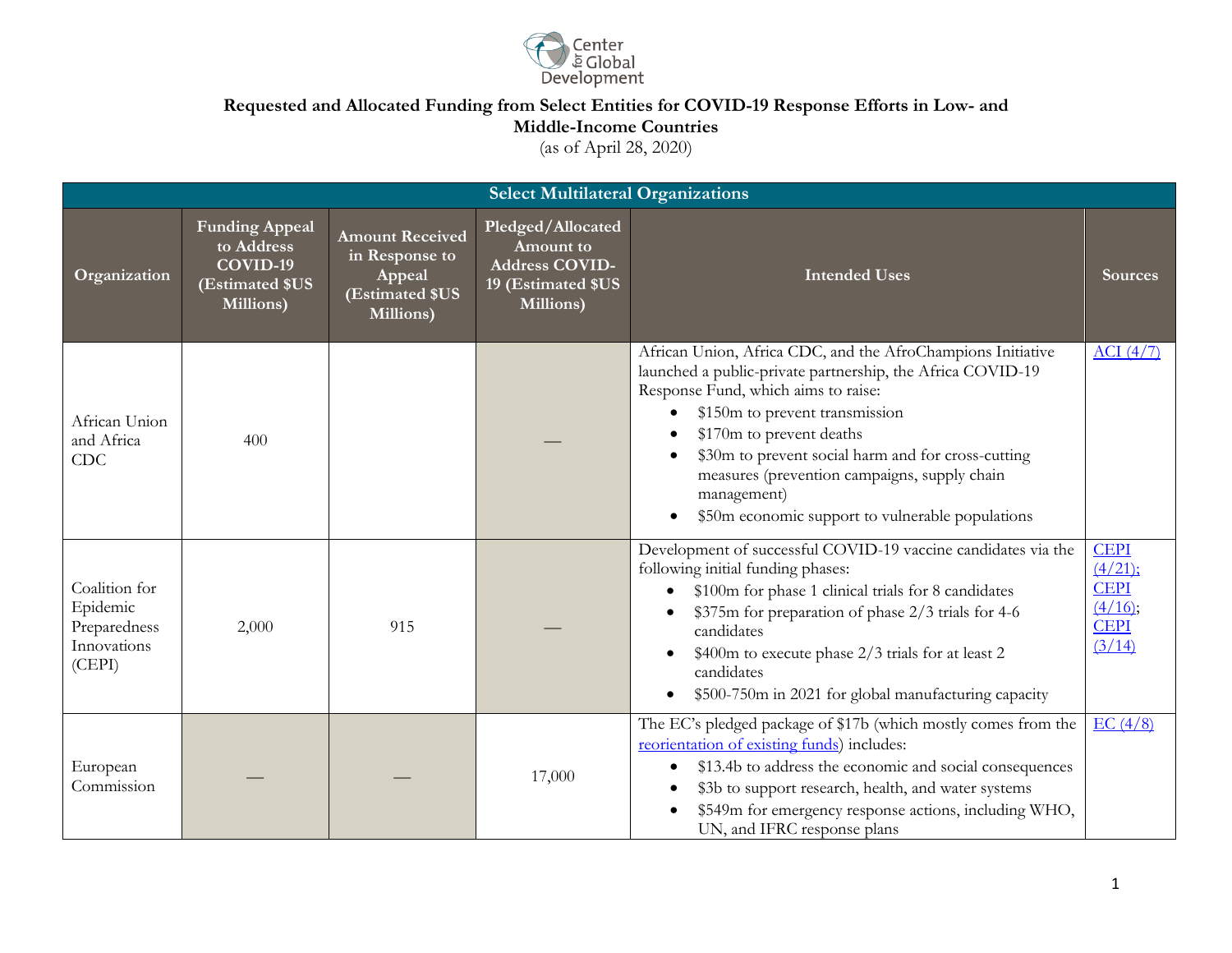Center for Global Development

**Requested and Allocated Funding from Select Entities for COVID-19 Response Efforts in Low- and Middle-Income Countries**
(as of April 28, 2020)

| Select Multilateral Organizations | | | | | |
|---|---|---|---|---|---|
| **Organization** | **Funding Appeal to Address COVID-19 (Estimated $US Millions)** | **Amount Received in Response to Appeal (Estimated $US Millions)** | **Pledged/Allocated Amount to Address COVID-19 (Estimated $US Millions)** | **Intended Uses** | **Sources** |
| African Union and Africa CDC | 400 | | — | African Union, Africa CDC, and the AfroChampions Initiative launched a public-private partnership, the Africa COVID-19 Response Fund, which aims to raise:<br>• $150m to prevent transmission<br>• $170m to prevent deaths<br>• $30m to prevent social harm and for cross-cutting measures (prevention campaigns, supply chain management)<br>• $50m economic support to vulnerable populations | ACI (4/7) |
| Coalition for Epidemic Preparedness Innovations (CEPI) | 2,000 | 915 | — | Development of successful COVID-19 vaccine candidates via the following initial funding phases:<br>• $100m for phase 1 clinical trials for 8 candidates<br>• $375m for preparation of phase 2/3 trials for 4-6 candidates<br>• $400m to execute phase 2/3 trials for at least 2 candidates<br>• $500-750m in 2021 for global manufacturing capacity | CEPI (4/21); CEPI (4/16); CEPI (3/14) |
| European Commission | — | — | 17,000 | The EC's pledged package of $17b (which mostly comes from the reorientation of existing funds) includes:<br>• $13.4b to address the economic and social consequences<br>• $3b to support research, health, and water systems<br>• $549m for emergency response actions, including WHO, UN, and IFRC response plans | EC (4/8) |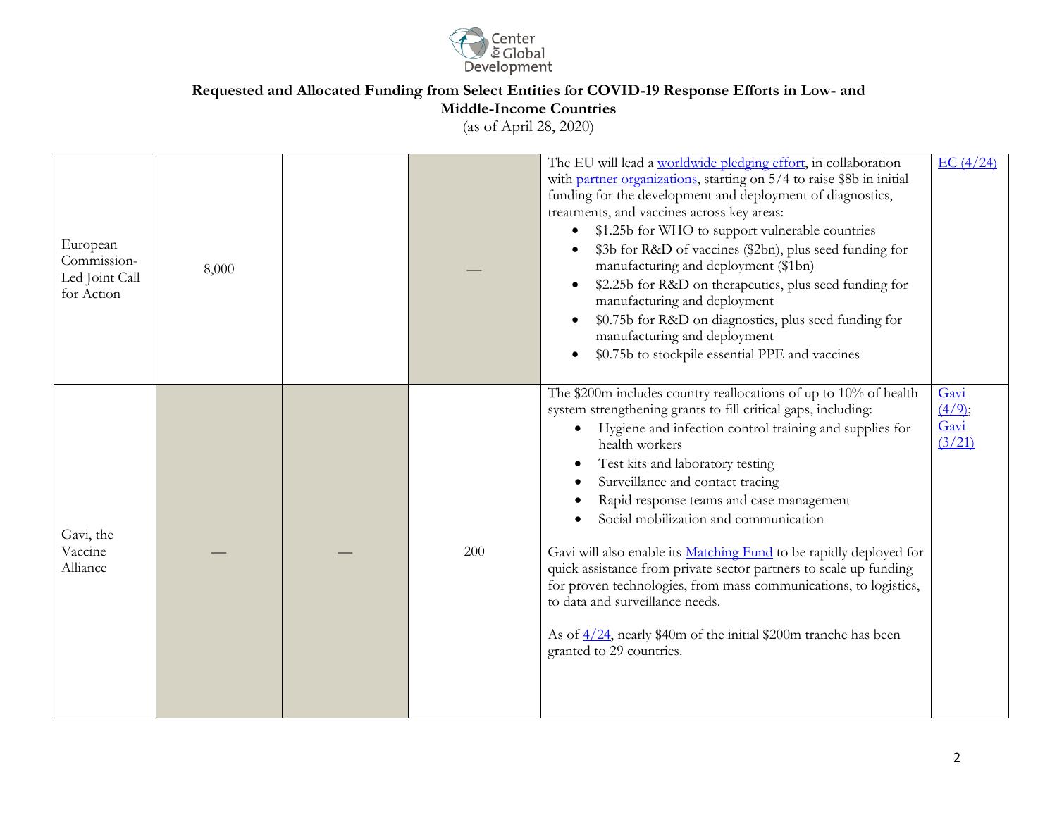**Requested and Allocated Funding from Select Entities for COVID-19 Response Efforts in Low- and Middle-Income Countries**

(as of April 28, 2020)

| | | | | | |
|---|---|---|---|---|---|
| European Commission-Led Joint Call for Action | 8,000 | | — | The EU will lead a worldwide pledging effort, in collaboration with partner organizations, starting on 5/4 to raise $8b in initial funding for the development and deployment of diagnostics, treatments, and vaccines across key areas:<br>• $1.25b for WHO to support vulnerable countries<br>• $3b for R&D of vaccines ($2bn), plus seed funding for manufacturing and deployment ($1bn)<br>• $2.25b for R&D on therapeutics, plus seed funding for manufacturing and deployment<br>• $0.75b for R&D on diagnostics, plus seed funding for manufacturing and deployment<br>• $0.75b to stockpile essential PPE and vaccines | EC (4/24) |
| Gavi, the Vaccine Alliance | — | — | 200 | The $200m includes country reallocations of up to 10% of health system strengthening grants to fill critical gaps, including:<br>• Hygiene and infection control training and supplies for health workers<br>• Test kits and laboratory testing<br>• Surveillance and contact tracing<br>• Rapid response teams and case management<br>• Social mobilization and communication<br><br>Gavi will also enable its Matching Fund to be rapidly deployed for quick assistance from private sector partners to scale up funding for proven technologies, from mass communications, to logistics, to data and surveillance needs.<br><br>As of 4/24, nearly $40m of the initial $200m tranche has been granted to 29 countries. | Gavi (4/9); Gavi (3/21) |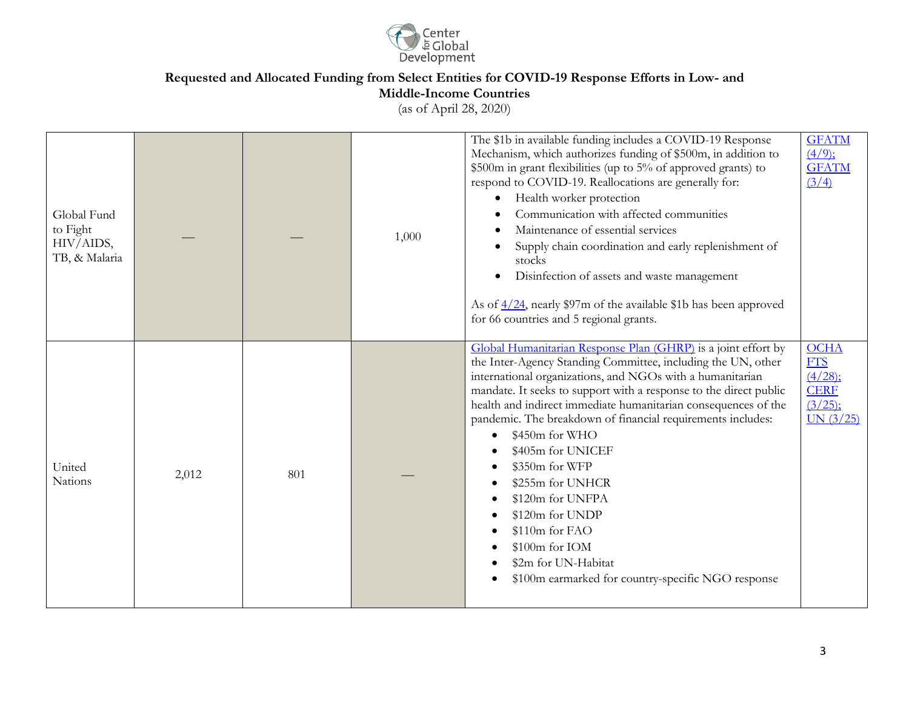# Requested and Allocated Funding from Select Entities for COVID-19 Response Efforts in Low- and Middle-Income Countries

(as of April 28, 2020)

| | | | | | |
|---|---|---|---|---|---|
| Global Fund to Fight HIV/AIDS, TB, & Malaria | — | — | 1,000 | The $1b in available funding includes a COVID-19 Response Mechanism, which authorizes funding of $500m, in addition to $500m in grant flexibilities (up to 5% of approved grants) to respond to COVID-19. Reallocations are generally for:<br>• Health worker protection<br>• Communication with affected communities<br>• Maintenance of essential services<br>• Supply chain coordination and early replenishment of stocks<br>• Disinfection of assets and waste management<br><br>As of 4/24, nearly $97m of the available $1b has been approved for 66 countries and 5 regional grants. | GFATM (4/9); GFATM (3/4) |
| United Nations | 2,012 | 801 | — | Global Humanitarian Response Plan (GHRP) is a joint effort by the Inter-Agency Standing Committee, including the UN, other international organizations, and NGOs with a humanitarian mandate. It seeks to support with a response to the direct public health and indirect immediate humanitarian consequences of the pandemic. The breakdown of financial requirements includes:<br>• $450m for WHO<br>• $405m for UNICEF<br>• $350m for WFP<br>• $255m for UNHCR<br>• $120m for UNFPA<br>• $120m for UNDP<br>• $110m for FAO<br>• $100m for IOM<br>• $2m for UN-Habitat<br>• $100m earmarked for country-specific NGO response | OCHA FTS (4/28); CERF (3/25); UN (3/25) |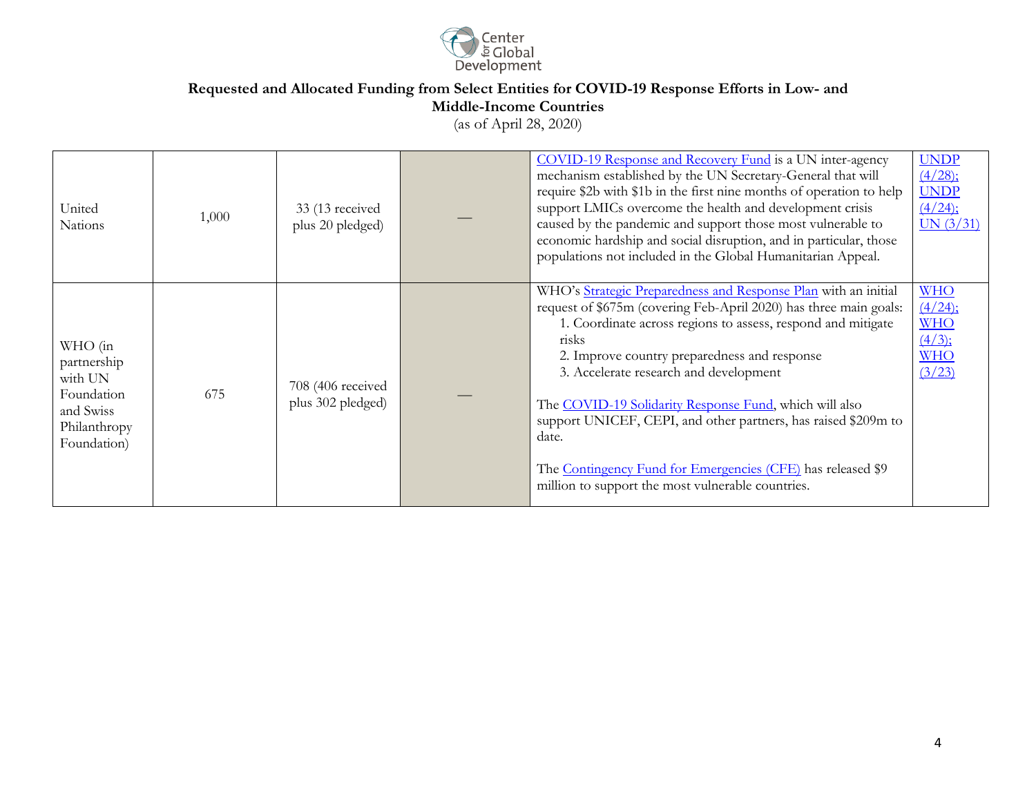**Requested and Allocated Funding from Select Entities for COVID-19 Response Efforts in Low- and Middle-Income Countries**

(as of April 28, 2020)

| | | | | | |
|---|---|---|---|---|---|
| United Nations | 1,000 | 33 (13 received plus 20 pledged) | — | COVID-19 Response and Recovery Fund is a UN inter-agency mechanism established by the UN Secretary-General that will require $2b with $1b in the first nine months of operation to help support LMICs overcome the health and development crisis caused by the pandemic and support those most vulnerable to economic hardship and social disruption, and in particular, those populations not included in the Global Humanitarian Appeal. | UNDP (4/28); UNDP (4/24); UN (3/31) |
| WHO (in partnership with UN Foundation and Swiss Philanthropy Foundation) | 675 | 708 (406 received plus 302 pledged) | — | WHO's Strategic Preparedness and Response Plan with an initial request of $675m (covering Feb-April 2020) has three main goals:<br>1. Coordinate across regions to assess, respond and mitigate risks<br>2. Improve country preparedness and response<br>3. Accelerate research and development<br><br>The COVID-19 Solidarity Response Fund, which will also support UNICEF, CEPI, and other partners, has raised $209m to date.<br><br>The Contingency Fund for Emergencies (CFE) has released $9 million to support the most vulnerable countries. | WHO (4/24); WHO (4/3); WHO (3/23) |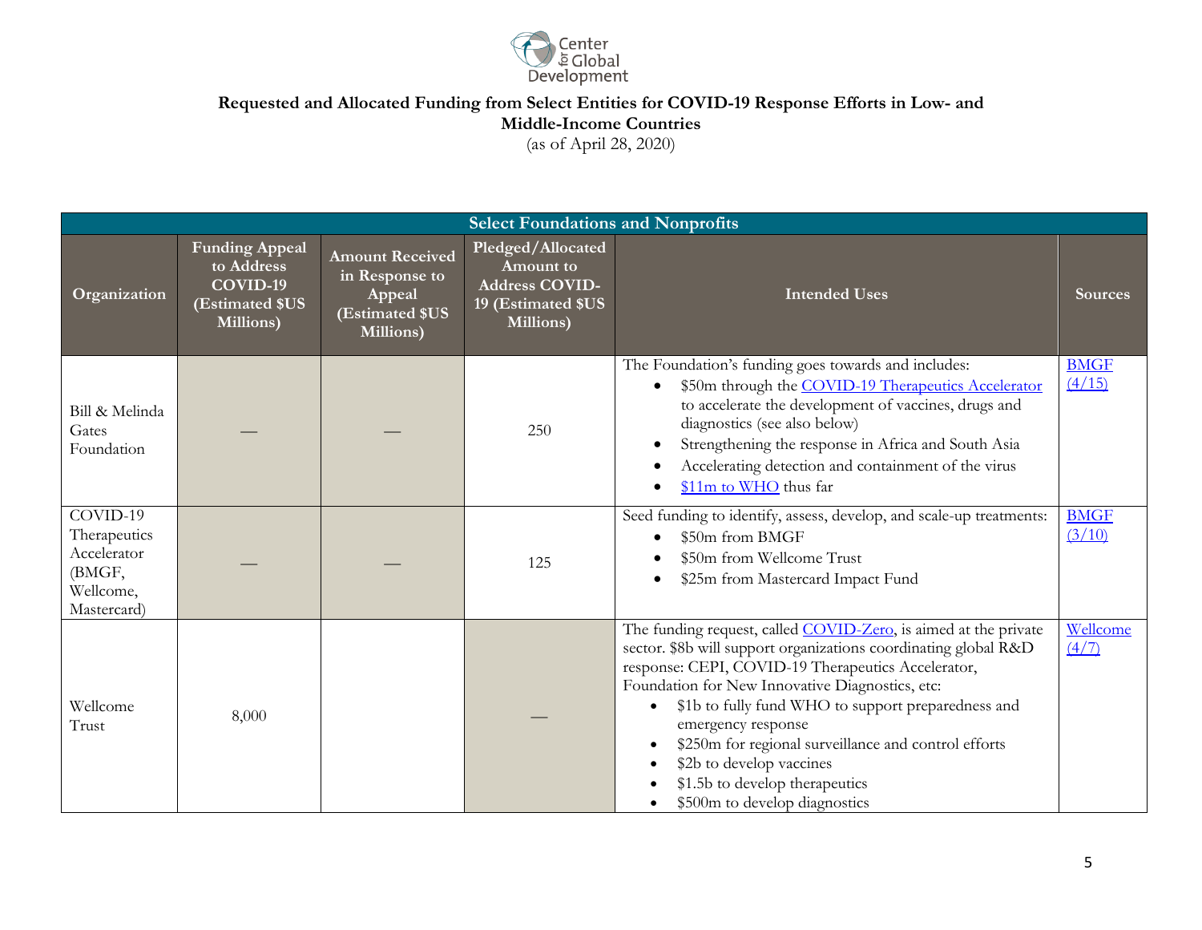**Requested and Allocated Funding from Select Entities for COVID-19 Response Efforts in Low- and Middle-Income Countries**

(as of April 28, 2020)

| Select Foundations and Nonprofits | | | | | |
|---|---|---|---|---|---|
| **Organization** | **Funding Appeal to Address COVID-19 (Estimated $US Millions)** | **Amount Received in Response to Appeal (Estimated $US Millions)** | **Pledged/Allocated Amount to Address COVID-19 (Estimated $US Millions)** | **Intended Uses** | **Sources** |
| Bill & Melinda Gates Foundation | — | — | 250 | The Foundation's funding goes towards and includes:<br>• $50m through the COVID-19 Therapeutics Accelerator to accelerate the development of vaccines, drugs and diagnostics (see also below)<br>• Strengthening the response in Africa and South Asia<br>• Accelerating detection and containment of the virus<br>• $11m to WHO thus far | BMGF (4/15) |
| COVID-19 Therapeutics Accelerator (BMGF, Wellcome, Mastercard) | — | — | 125 | Seed funding to identify, assess, develop, and scale-up treatments:<br>• $50m from BMGF<br>• $50m from Wellcome Trust<br>• $25m from Mastercard Impact Fund | BMGF (3/10) |
| Wellcome Trust | 8,000 | | — | The funding request, called COVID-Zero, is aimed at the private sector. $8b will support organizations coordinating global R&D response: CEPI, COVID-19 Therapeutics Accelerator, Foundation for New Innovative Diagnostics, etc:<br>• $1b to fully fund WHO to support preparedness and emergency response<br>• $250m for regional surveillance and control efforts<br>• $2b to develop vaccines<br>• $1.5b to develop therapeutics<br>• $500m to develop diagnostics | Wellcome (4/7) |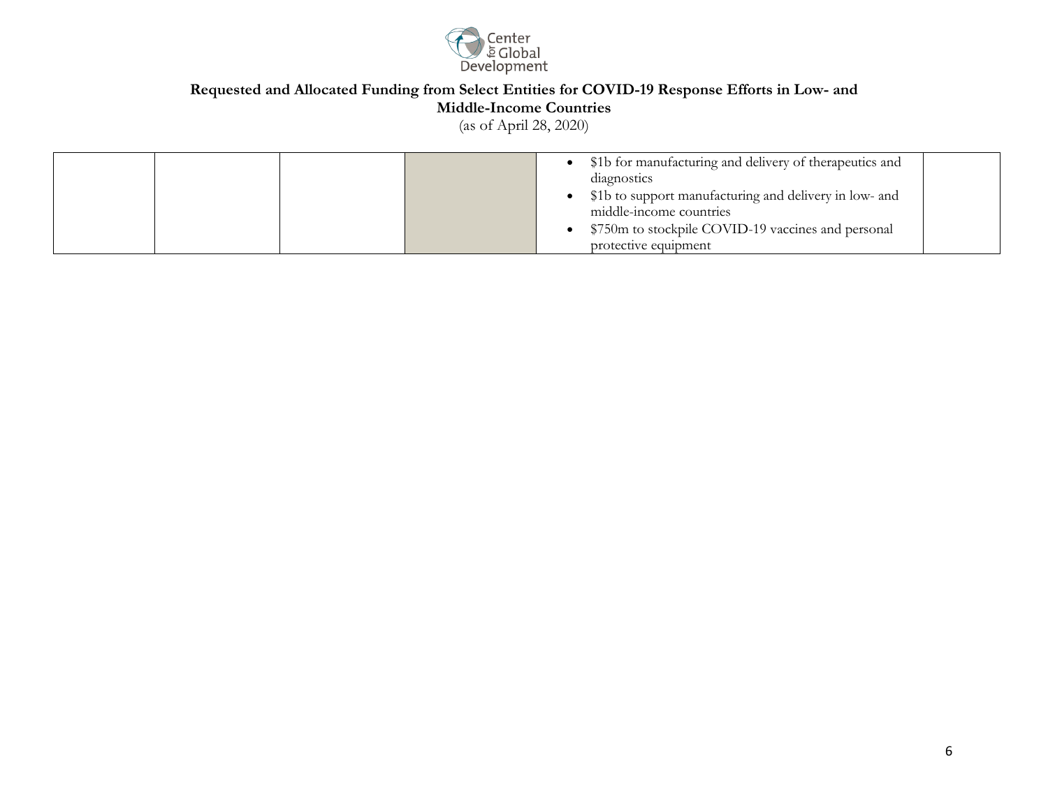**Requested and Allocated Funding from Select Entities for COVID-19 Response Efforts in Low- and Middle-Income Countries**

(as of April 28, 2020)

| | | | | | |
|---|---|---|---|---|---|
| | | | | • $1b for manufacturing and delivery of therapeutics and diagnostics<br>• $1b to support manufacturing and delivery in low- and middle-income countries<br>• $750m to stockpile COVID-19 vaccines and personal protective equipment | |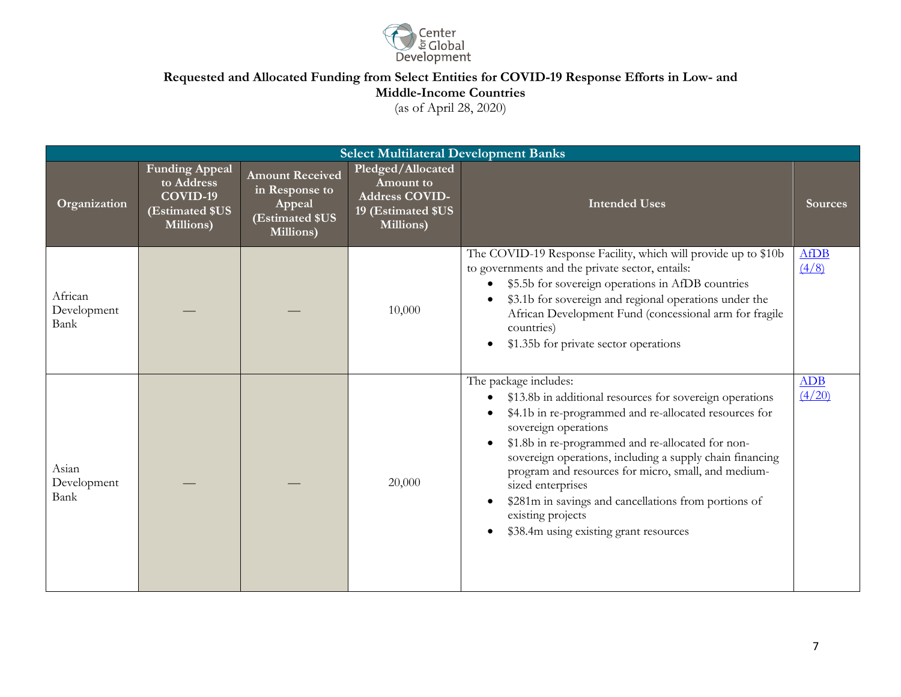**Requested and Allocated Funding from Select Entities for COVID-19 Response Efforts in Low- and Middle-Income Countries**
(as of April 28, 2020)

| Select Multilateral Development Banks | | | | | |
|---|---|---|---|---|---|
| **Organization** | **Funding Appeal to Address COVID-19 (Estimated $US Millions)** | **Amount Received in Response to Appeal (Estimated $US Millions)** | **Pledged/Allocated Amount to Address COVID-19 (Estimated $US Millions)** | **Intended Uses** | **Sources** |
| African Development Bank | — | — | 10,000 | The COVID-19 Response Facility, which will provide up to $10b to governments and the private sector, entails: <br>• $5.5b for sovereign operations in AfDB countries <br>• $3.1b for sovereign and regional operations under the African Development Fund (concessional arm for fragile countries) <br>• $1.35b for private sector operations | AfDB (4/8) |
| Asian Development Bank | — | — | 20,000 | The package includes: <br>• $13.8b in additional resources for sovereign operations <br>• $4.1b in re-programmed and re-allocated resources for sovereign operations <br>• $1.8b in re-programmed and re-allocated for non-sovereign operations, including a supply chain financing program and resources for micro, small, and medium-sized enterprises <br>• $281m in savings and cancellations from portions of existing projects <br>• $38.4m using existing grant resources | ADB (4/20) |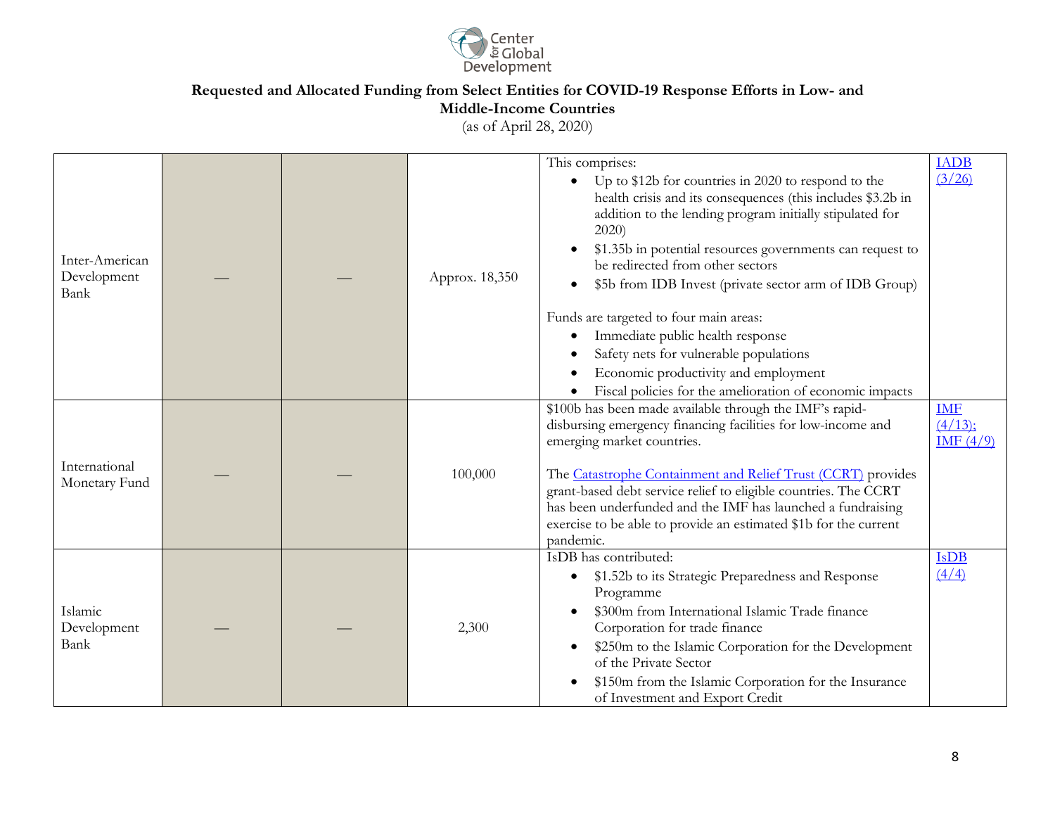**Requested and Allocated Funding from Select Entities for COVID-19 Response Efforts in Low- and Middle-Income Countries**

(as of April 28, 2020)

| | | | | | |
|---|---|---|---|---|---|
| Inter-American Development Bank | — | — | Approx. 18,350 | This comprises:<br>• Up to $12b for countries in 2020 to respond to the health crisis and its consequences (this includes $3.2b in addition to the lending program initially stipulated for 2020)<br>• $1.35b in potential resources governments can request to be redirected from other sectors<br>• $5b from IDB Invest (private sector arm of IDB Group)<br><br>Funds are targeted to four main areas:<br>• Immediate public health response<br>• Safety nets for vulnerable populations<br>• Economic productivity and employment<br>• Fiscal policies for the amelioration of economic impacts | IADB (3/26) |
| International Monetary Fund | — | — | 100,000 | $100b has been made available through the IMF's rapid-disbursing emergency financing facilities for low-income and emerging market countries.<br><br>The Catastrophe Containment and Relief Trust (CCRT) provides grant-based debt service relief to eligible countries. The CCRT has been underfunded and the IMF has launched a fundraising exercise to be able to provide an estimated $1b for the current pandemic. | IMF (4/13); IMF (4/9) |
| Islamic Development Bank | — | — | 2,300 | IsDB has contributed:<br>• $1.52b to its Strategic Preparedness and Response Programme<br>• $300m from International Islamic Trade finance Corporation for trade finance<br>• $250m to the Islamic Corporation for the Development of the Private Sector<br>• $150m from the Islamic Corporation for the Insurance of Investment and Export Credit | IsDB (4/4) |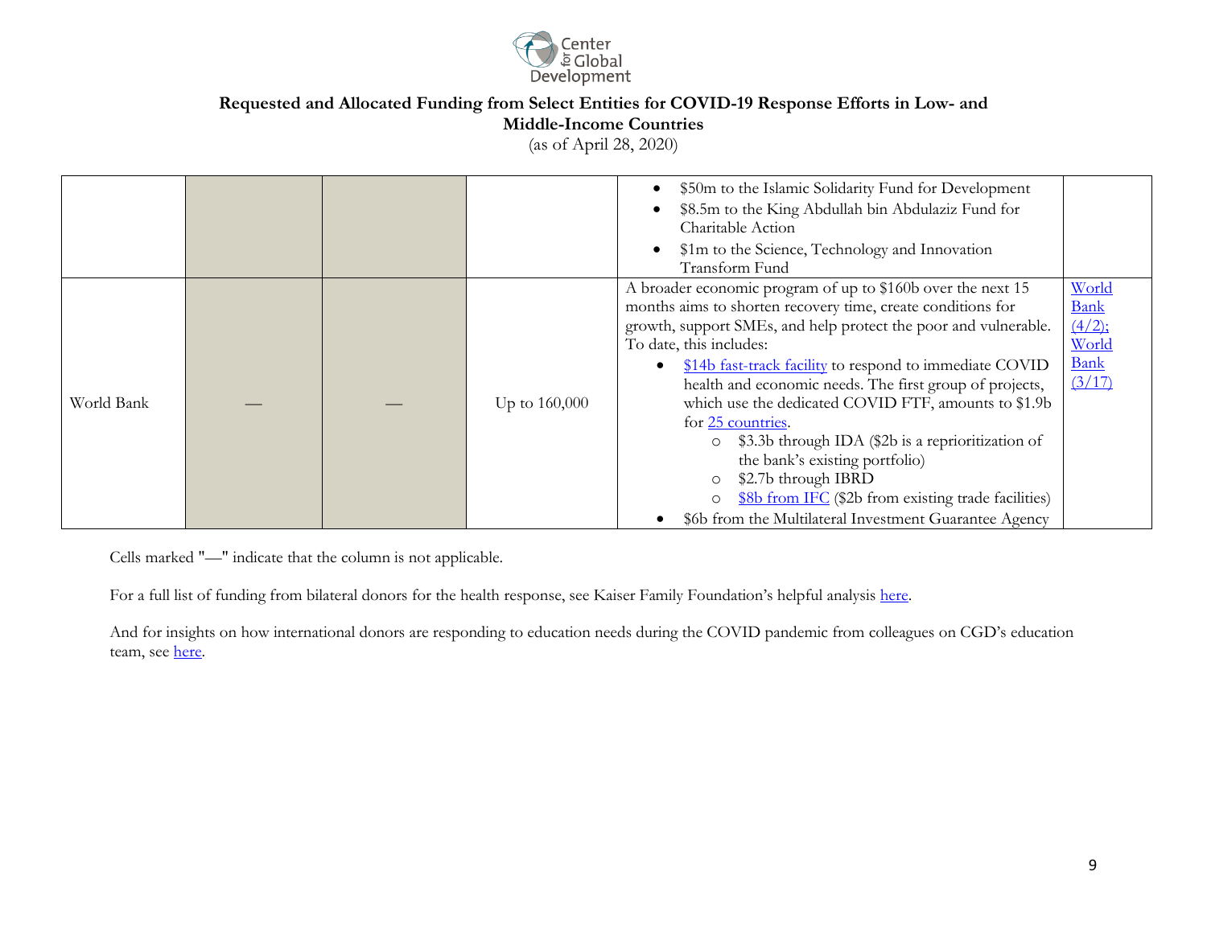**Requested and Allocated Funding from Select Entities for COVID-19 Response Efforts in Low- and Middle-Income Countries**

(as of April 28, 2020)

| | | | | | |
|---|---|---|---|---|---|
| | | | | • $50m to the Islamic Solidarity Fund for Development<br>• $8.5m to the King Abdullah bin Abdulaziz Fund for Charitable Action<br>• $1m to the Science, Technology and Innovation Transform Fund | |
| World Bank | — | — | Up to 160,000 | A broader economic program of up to $160b over the next 15 months aims to shorten recovery time, create conditions for growth, support SMEs, and help protect the poor and vulnerable. To date, this includes:<br>• $14b fast-track facility to respond to immediate COVID health and economic needs. The first group of projects, which use the dedicated COVID FTF, amounts to $1.9b for 25 countries.<br>&nbsp;&nbsp;&nbsp;&nbsp;○ $3.3b through IDA ($2b is a reprioritization of the bank's existing portfolio)<br>&nbsp;&nbsp;&nbsp;&nbsp;○ $2.7b through IBRD<br>&nbsp;&nbsp;&nbsp;&nbsp;○ $8b from IFC ($2b from existing trade facilities)<br>• $6b from the Multilateral Investment Guarantee Agency | World Bank (4/2); World Bank (3/17) |

Cells marked "—" indicate that the column is not applicable.

For a full list of funding from bilateral donors for the health response, see Kaiser Family Foundation's helpful analysis here.

And for insights on how international donors are responding to education needs during the COVID pandemic from colleagues on CGD's education team, see here.